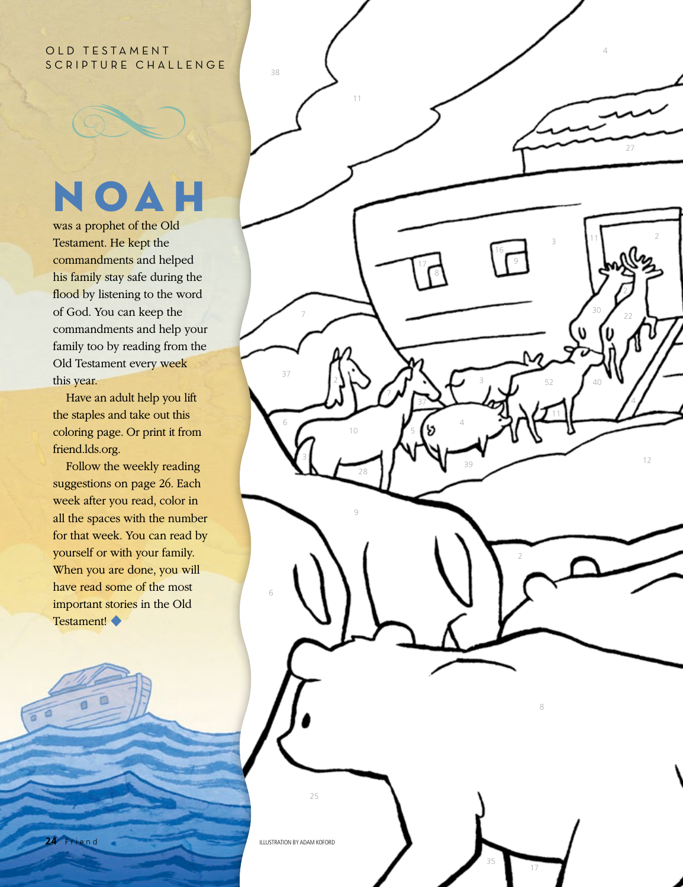OLD TESTAMENT SCRIPTURE CHALLENGE

# NOAH

was a prophet of the Old Testament. He kept the commandments and helped his family stay safe during the flood by listening to the word of God. You can keep the commandments and help your family too by reading from the Old Testament every week this year.

Have an adult help you lift the staples and take out this coloring page. Or print it from friend.lds.org.

Follow the weekly reading suggestions on page 26. Each week after you read, color in all the spaces with the number for that week. You can read by yourself or with your family. When you are done, you will have read some of the most important stories in the Old Testament! ◆

ILLUSTRATION BY ADAM KOFORD